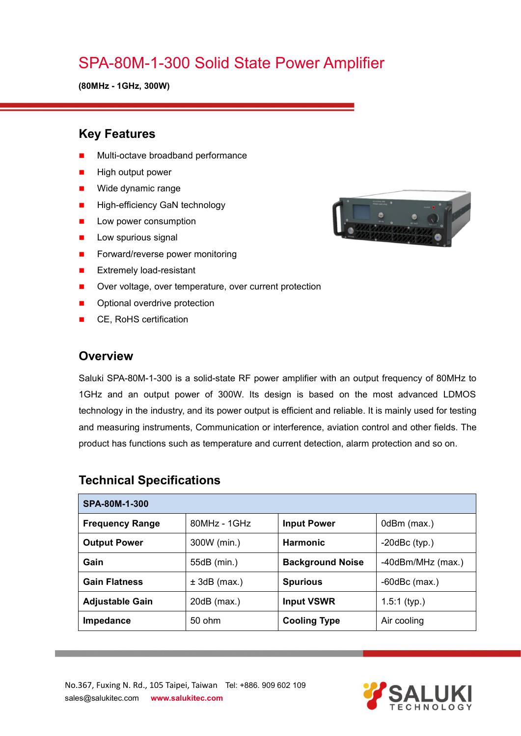# SPA-80M-1-300 Solid State Power Amplifier

**(80MHz - 1GHz, 300W)**

## Key Features

- Multi-octave broadband performance
- High output power
- Wide dynamic range
- High-efficiency GaN technology
- Low power consumption
- Low spurious signal
- Forward/reverse power monitoring
- Extremely load-resistant
- Over voltage, over temperature, over current protection
- Optional overdrive protection
- CE, RoHS certification

## Overview

Saluki SPA-80M-1-300 is a solid-state RF power amplifier with an output frequency of 80MHz to 1GHz and an output power of 300W. Its design is based on the most advanced LDMOS technology in the industry, and its power output is efficient and reliable. It is mainly used for testing and measuring instruments, Communication or interference, aviation control and other fields. The product has functions such as temperature and current detection, alarm protection and so on.

## Technical Specifications

| SPA-80M-1-300 | | | |
|---|---|---|---|
| **Frequency Range** | 80MHz - 1GHz | **Input Power** | 0dBm (max.) |
| **Output Power** | 300W (min.) | **Harmonic** | -20dBc (typ.) |
| **Gain** | 55dB (min.) | **Background Noise** | -40dBm/MHz (max.) |
| **Gain Flatness** | ± 3dB (max.) | **Spurious** | -60dBc (max.) |
| **Adjustable Gain** | 20dB (max.) | **Input VSWR** | 1.5:1 (typ.) |
| **Impedance** | 50 ohm | **Cooling Type** | Air cooling |

No.367, Fuxing N. Rd., 105 Taipei, Taiwan Tel: +886. 909 602 109
sales@salukitec.com www.salukitec.com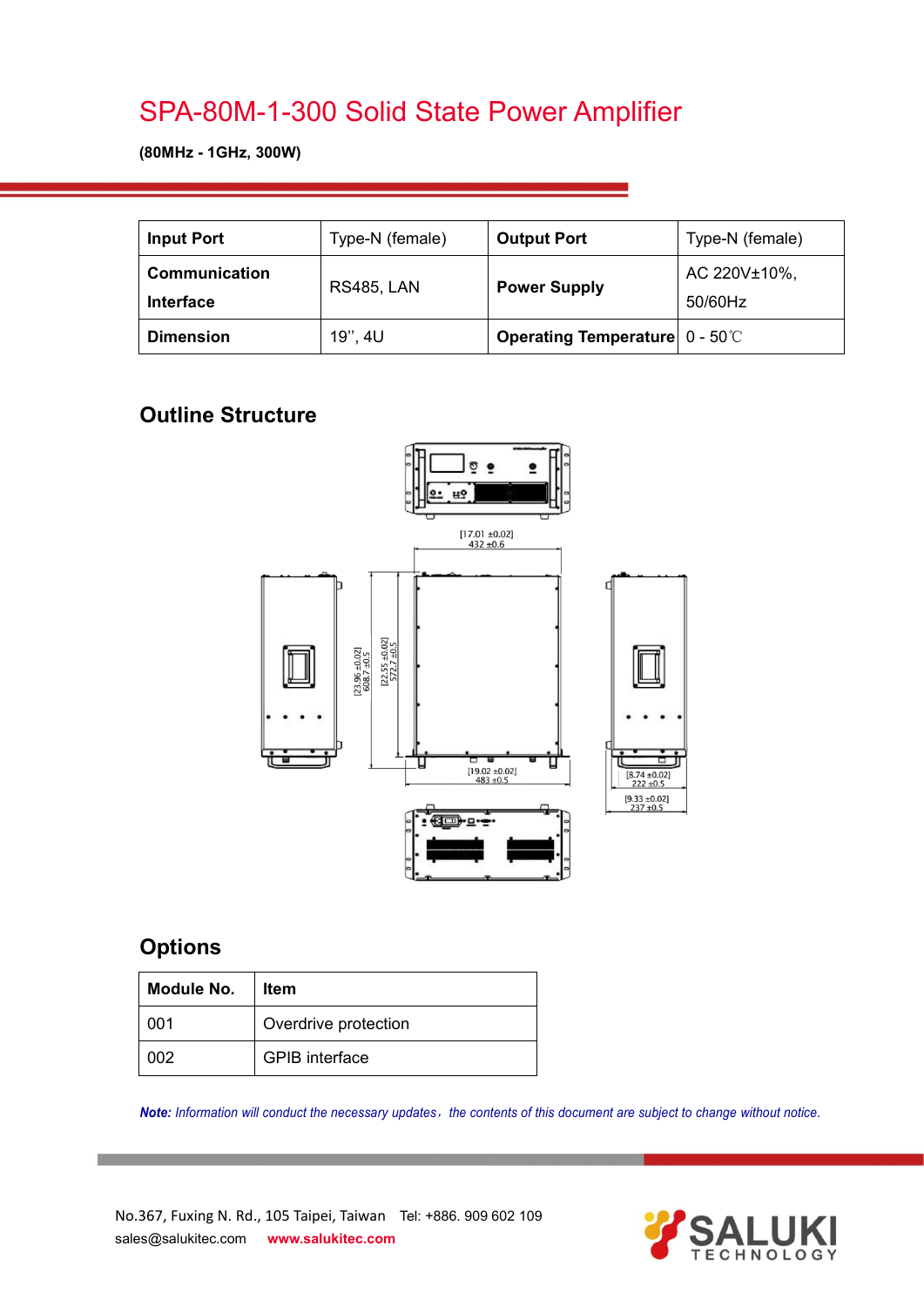# SPA-80M-1-300 Solid State Power Amplifier

**(80MHz - 1GHz, 300W)**

| | | | |
|---|---|---|---|
| **Input Port** | Type-N (female) | **Output Port** | Type-N (female) |
| **Communication Interface** | RS485, LAN | **Power Supply** | AC 220V±10%, 50/60Hz |
| **Dimension** | 19'', 4U | **Operating Temperature** | 0 - 50℃ |

## Outline Structure

[17.01 ±0.02]
432 ±0.6

[23.96 ±0.02]
608.7 ±0.5

[22.55 ±0.02]
572.7 ±0.5

[19.02 ±0.02]
483 ±0.5

[8.74 ±0.02]
222 ±0.5

[9.33 ±0.02]
237 ±0.5

## Options

| Module No. | Item |
|---|---|
| 001 | Overdrive protection |
| 002 | GPIB interface |

***Note:** Information will conduct the necessary updates，the contents of this document are subject to change without notice.*

No.367, Fuxing N. Rd., 105 Taipei, Taiwan   Tel: +886. 909 602 109
sales@salukitec.com   **www.salukitec.com**

SALUKI TECHNOLOGY